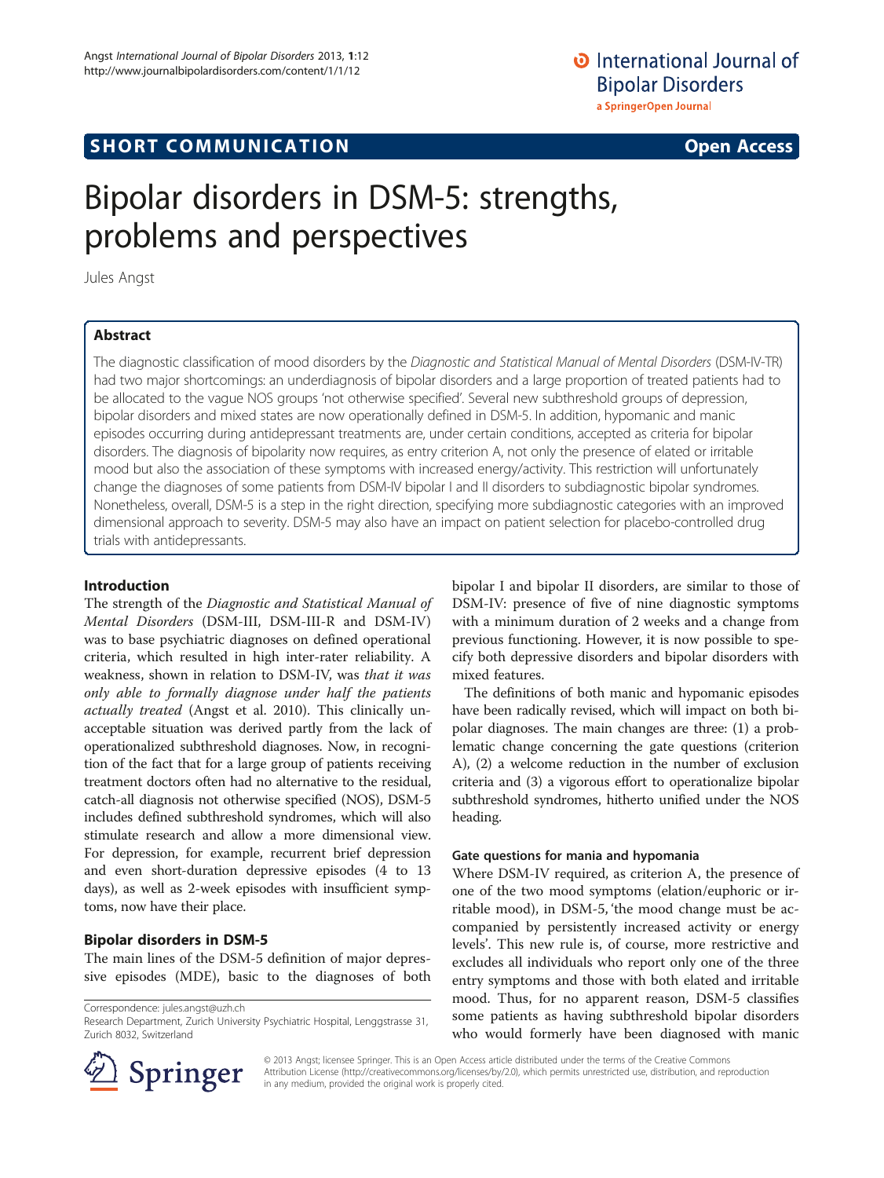SHORT COMMUNICATION

Open Access

# Bipolar disorders in DSM-5: strengths, problems and perspectives

Jules Angst

## Abstract

The diagnostic classification of mood disorders by the *Diagnostic and Statistical Manual of Mental Disorders* (DSM-IV-TR) had two major shortcomings: an underdiagnosis of bipolar disorders and a large proportion of treated patients had to be allocated to the vague NOS groups 'not otherwise specified'. Several new subthreshold groups of depression, bipolar disorders and mixed states are now operationally defined in DSM-5. In addition, hypomanic and manic episodes occurring during antidepressant treatments are, under certain conditions, accepted as criteria for bipolar disorders. The diagnosis of bipolarity now requires, as entry criterion A, not only the presence of elated or irritable mood but also the association of these symptoms with increased energy/activity. This restriction will unfortunately change the diagnoses of some patients from DSM-IV bipolar I and II disorders to subdiagnostic bipolar syndromes. Nonetheless, overall, DSM-5 is a step in the right direction, specifying more subdiagnostic categories with an improved dimensional approach to severity. DSM-5 may also have an impact on patient selection for placebo-controlled drug trials with antidepressants.

## Introduction

The strength of the *Diagnostic and Statistical Manual of Mental Disorders* (DSM-III, DSM-III-R and DSM-IV) was to base psychiatric diagnoses on defined operational criteria, which resulted in high inter-rater reliability. A weakness, shown in relation to DSM-IV, was *that it was only able to formally diagnose under half the patients actually treated* (Angst et al. 2010). This clinically unacceptable situation was derived partly from the lack of operationalized subthreshold diagnoses. Now, in recognition of the fact that for a large group of patients receiving treatment doctors often had no alternative to the residual, catch-all diagnosis not otherwise specified (NOS), DSM-5 includes defined subthreshold syndromes, which will also stimulate research and allow a more dimensional view. For depression, for example, recurrent brief depression and even short-duration depressive episodes (4 to 13 days), as well as 2-week episodes with insufficient symptoms, now have their place.

## Bipolar disorders in DSM-5

The main lines of the DSM-5 definition of major depressive episodes (MDE), basic to the diagnoses of both bipolar I and bipolar II disorders, are similar to those of DSM-IV: presence of five of nine diagnostic symptoms with a minimum duration of 2 weeks and a change from previous functioning. However, it is now possible to specify both depressive disorders and bipolar disorders with mixed features.

The definitions of both manic and hypomanic episodes have been radically revised, which will impact on both bipolar diagnoses. The main changes are three: (1) a problematic change concerning the gate questions (criterion A), (2) a welcome reduction in the number of exclusion criteria and (3) a vigorous effort to operationalize bipolar subthreshold syndromes, hitherto unified under the NOS heading.

### Gate questions for mania and hypomania

Where DSM-IV required, as criterion A, the presence of one of the two mood symptoms (elation/euphoric or irritable mood), in DSM-5, 'the mood change must be accompanied by persistently increased activity or energy levels'. This new rule is, of course, more restrictive and excludes all individuals who report only one of the three entry symptoms and those with both elated and irritable mood. Thus, for no apparent reason, DSM-5 classifies some patients as having subthreshold bipolar disorders who would formerly have been diagnosed with manic

Correspondence: jules.angst@uzh.ch
Research Department, Zurich University Psychiatric Hospital, Lenggstrasse 31, Zurich 8032, Switzerland

© 2013 Angst; licensee Springer. This is an Open Access article distributed under the terms of the Creative Commons Attribution License (http://creativecommons.org/licenses/by/2.0), which permits unrestricted use, distribution, and reproduction in any medium, provided the original work is properly cited.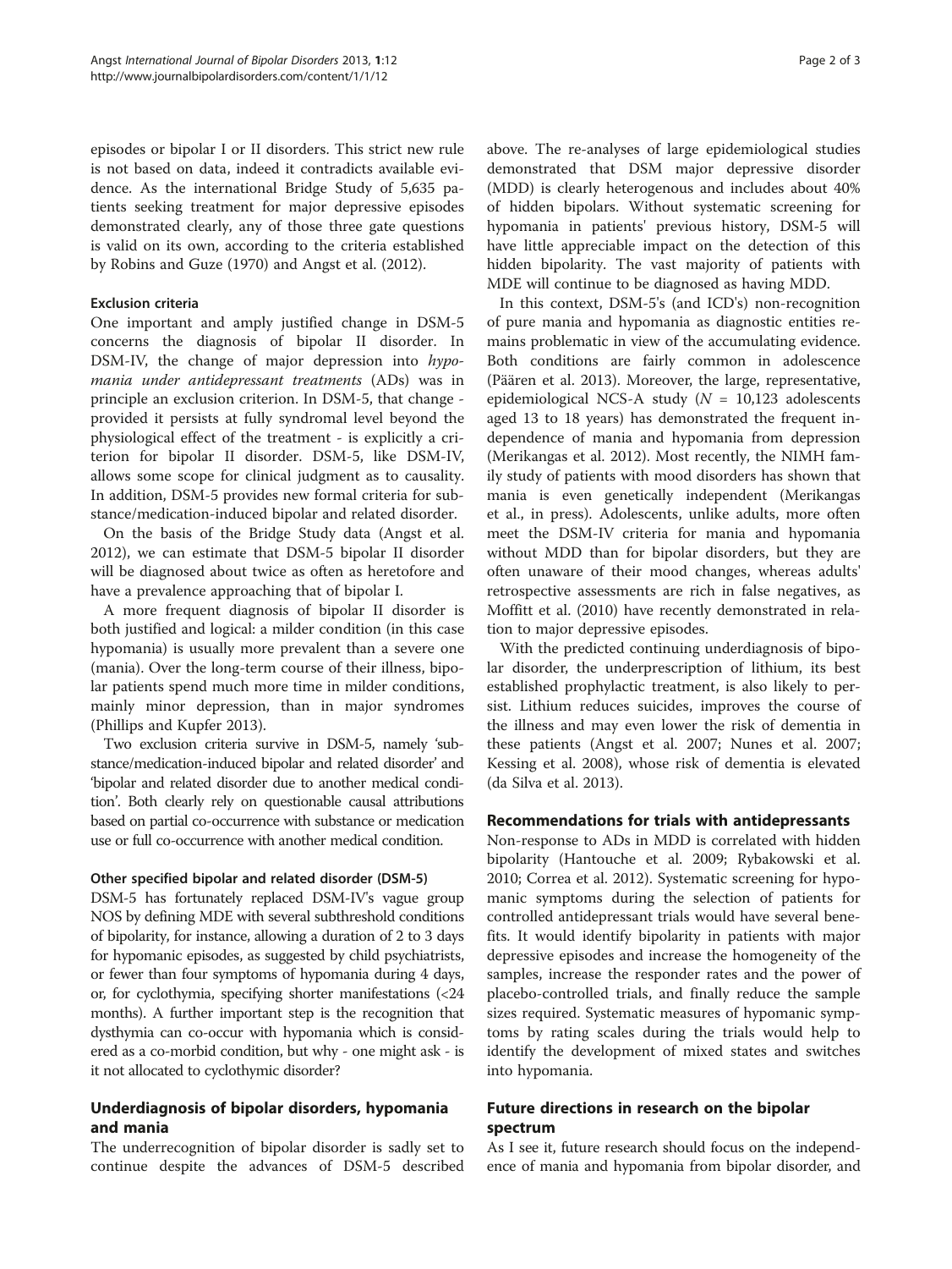episodes or bipolar I or II disorders. This strict new rule is not based on data, indeed it contradicts available evidence. As the international Bridge Study of 5,635 patients seeking treatment for major depressive episodes demonstrated clearly, any of those three gate questions is valid on its own, according to the criteria established by Robins and Guze (1970) and Angst et al. (2012).

#### Exclusion criteria

One important and amply justified change in DSM-5 concerns the diagnosis of bipolar II disorder. In DSM-IV, the change of major depression into *hypomania under antidepressant treatments* (ADs) was in principle an exclusion criterion. In DSM-5, that change - provided it persists at fully syndromal level beyond the physiological effect of the treatment - is explicitly a criterion for bipolar II disorder. DSM-5, like DSM-IV, allows some scope for clinical judgment as to causality. In addition, DSM-5 provides new formal criteria for substance/medication-induced bipolar and related disorder.

On the basis of the Bridge Study data (Angst et al. 2012), we can estimate that DSM-5 bipolar II disorder will be diagnosed about twice as often as heretofore and have a prevalence approaching that of bipolar I.

A more frequent diagnosis of bipolar II disorder is both justified and logical: a milder condition (in this case hypomania) is usually more prevalent than a severe one (mania). Over the long-term course of their illness, bipolar patients spend much more time in milder conditions, mainly minor depression, than in major syndromes (Phillips and Kupfer 2013).

Two exclusion criteria survive in DSM-5, namely 'substance/medication-induced bipolar and related disorder' and 'bipolar and related disorder due to another medical condition'. Both clearly rely on questionable causal attributions based on partial co-occurrence with substance or medication use or full co-occurrence with another medical condition.

#### Other specified bipolar and related disorder (DSM-5)

DSM-5 has fortunately replaced DSM-IV's vague group NOS by defining MDE with several subthreshold conditions of bipolarity, for instance, allowing a duration of 2 to 3 days for hypomanic episodes, as suggested by child psychiatrists, or fewer than four symptoms of hypomania during 4 days, or, for cyclothymia, specifying shorter manifestations (<24 months). A further important step is the recognition that dysthymia can co-occur with hypomania which is considered as a co-morbid condition, but why - one might ask - is it not allocated to cyclothymic disorder?

### Underdiagnosis of bipolar disorders, hypomania and mania

The underrecognition of bipolar disorder is sadly set to continue despite the advances of DSM-5 described above. The re-analyses of large epidemiological studies demonstrated that DSM major depressive disorder (MDD) is clearly heterogenous and includes about 40% of hidden bipolars. Without systematic screening for hypomania in patients' previous history, DSM-5 will have little appreciable impact on the detection of this hidden bipolarity. The vast majority of patients with MDE will continue to be diagnosed as having MDD.

In this context, DSM-5's (and ICD's) non-recognition of pure mania and hypomania as diagnostic entities remains problematic in view of the accumulating evidence. Both conditions are fairly common in adolescence (Päären et al. 2013). Moreover, the large, representative, epidemiological NCS-A study ($N$ = 10,123 adolescents aged 13 to 18 years) has demonstrated the frequent independence of mania and hypomania from depression (Merikangas et al. 2012). Most recently, the NIMH family study of patients with mood disorders has shown that mania is even genetically independent (Merikangas et al., in press). Adolescents, unlike adults, more often meet the DSM-IV criteria for mania and hypomania without MDD than for bipolar disorders, but they are often unaware of their mood changes, whereas adults' retrospective assessments are rich in false negatives, as Moffitt et al. (2010) have recently demonstrated in relation to major depressive episodes.

With the predicted continuing underdiagnosis of bipolar disorder, the underprescription of lithium, its best established prophylactic treatment, is also likely to persist. Lithium reduces suicides, improves the course of the illness and may even lower the risk of dementia in these patients (Angst et al. 2007; Nunes et al. 2007; Kessing et al. 2008), whose risk of dementia is elevated (da Silva et al. 2013).

### Recommendations for trials with antidepressants

Non-response to ADs in MDD is correlated with hidden bipolarity (Hantouche et al. 2009; Rybakowski et al. 2010; Correa et al. 2012). Systematic screening for hypomanic symptoms during the selection of patients for controlled antidepressant trials would have several benefits. It would identify bipolarity in patients with major depressive episodes and increase the homogeneity of the samples, increase the responder rates and the power of placebo-controlled trials, and finally reduce the sample sizes required. Systematic measures of hypomanic symptoms by rating scales during the trials would help to identify the development of mixed states and switches into hypomania.

### Future directions in research on the bipolar spectrum

As I see it, future research should focus on the independence of mania and hypomania from bipolar disorder, and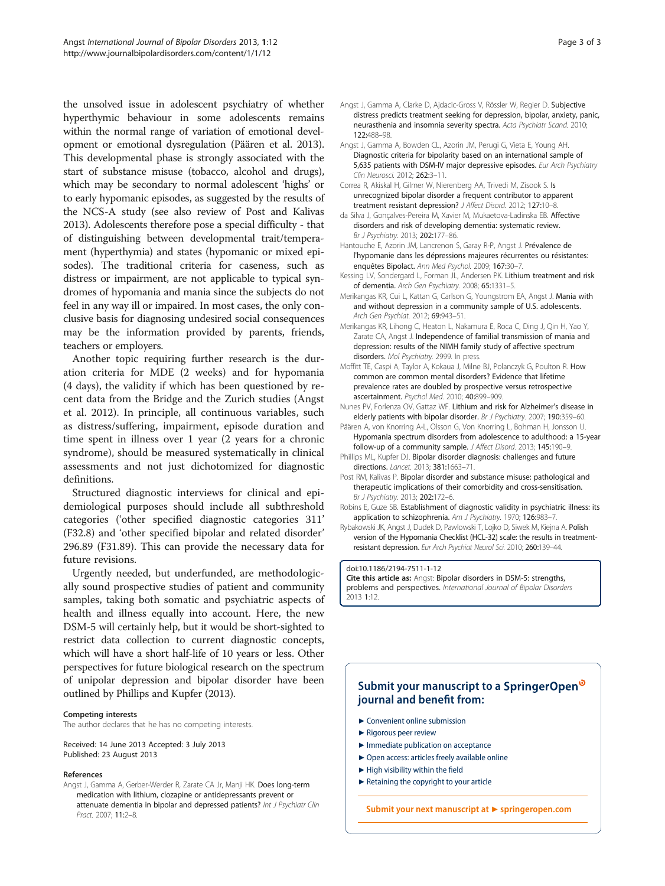the unsolved issue in adolescent psychiatry of whether hyperthymic behaviour in some adolescents remains within the normal range of variation of emotional development or emotional dysregulation (Päären et al. 2013). This developmental phase is strongly associated with the start of substance misuse (tobacco, alcohol and drugs), which may be secondary to normal adolescent 'highs' or to early hypomanic episodes, as suggested by the results of the NCS-A study (see also review of Post and Kalivas 2013). Adolescents therefore pose a special difficulty - that of distinguishing between developmental trait/temperament (hyperthymia) and states (hypomanic or mixed episodes). The traditional criteria for caseness, such as distress or impairment, are not applicable to typical syndromes of hypomania and mania since the subjects do not feel in any way ill or impaired. In most cases, the only conclusive basis for diagnosing undesired social consequences may be the information provided by parents, friends, teachers or employers.

Another topic requiring further research is the duration criteria for MDE (2 weeks) and for hypomania (4 days), the validity if which has been questioned by recent data from the Bridge and the Zurich studies (Angst et al. 2012). In principle, all continuous variables, such as distress/suffering, impairment, episode duration and time spent in illness over 1 year (2 years for a chronic syndrome), should be measured systematically in clinical assessments and not just dichotomized for diagnostic definitions.

Structured diagnostic interviews for clinical and epidemiological purposes should include all subthreshold categories ('other specified diagnostic categories 311' (F32.8) and 'other specified bipolar and related disorder' 296.89 (F31.89). This can provide the necessary data for future revisions.

Urgently needed, but underfunded, are methodologically sound prospective studies of patient and community samples, taking both somatic and psychiatric aspects of health and illness equally into account. Here, the new DSM-5 will certainly help, but it would be short-sighted to restrict data collection to current diagnostic concepts, which will have a short half-life of 10 years or less. Other perspectives for future biological research on the spectrum of unipolar depression and bipolar disorder have been outlined by Phillips and Kupfer (2013).

#### Competing interests

The author declares that he has no competing interests.

Received: 14 June 2013 Accepted: 3 July 2013
Published: 23 August 2013

#### References

Angst J, Gamma A, Gerber-Werder R, Zarate CA Jr, Manji HK. Does long-term medication with lithium, clozapine or antidepressants prevent or attenuate dementia in bipolar and depressed patients? *Int J Psychiatr Clin Pract.* 2007; 11:2–8.

Angst J, Gamma A, Clarke D, Ajdacic-Gross V, Rössler W, Regier D. Subjective distress predicts treatment seeking for depression, bipolar, anxiety, panic, neurasthenia and insomnia severity spectra. *Acta Psychiatr Scand.* 2010; 122:488–98.

Angst J, Gamma A, Bowden CL, Azorin JM, Perugi G, Vieta E, Young AH. Diagnostic criteria for bipolarity based on an international sample of 5,635 patients with DSM-IV major depressive episodes. *Eur Arch Psychiatry Clin Neurosci.* 2012; 262:3–11.

Correa R, Akiskal H, Gilmer W, Nierenberg AA, Trivedi M, Zisook S. Is unrecognized bipolar disorder a frequent contributor to apparent treatment resistant depression? *J Affect Disord.* 2012; 127:10–8.

da Silva J, Gonçalves-Pereira M, Xavier M, Mukaetova-Ladinska EB. Affective disorders and risk of developing dementia: systematic review. *Br J Psychiatry.* 2013; 202:177–86.

Hantouche E, Azorin JM, Lancrenon S, Garay R-P, Angst J. Prévalence de l'hypomanie dans les dépressions majeures récurrentes ou résistantes: enquêtes Bipolact. *Ann Med Psychol.* 2009; 167:30–7.

Kessing LV, Sondergard L, Forman JL, Andersen PK. Lithium treatment and risk of dementia. *Arch Gen Psychiatry.* 2008; 65:1331–5.

Merikangas KR, Cui L, Kattan G, Carlson G, Youngstrom EA, Angst J. Mania with and without depression in a community sample of U.S. adolescents. *Arch Gen Psychiat.* 2012; 69:943–51.

Merikangas KR, Lihong C, Heaton L, Nakamura E, Roca C, Ding J, Qin H, Yao Y, Zarate CA, Angst J. Independence of familial transmission of mania and depression: results of the NIMH family study of affective spectrum disorders. *Mol Psychiatry.* 2999. In press.

Moffitt TE, Caspi A, Taylor A, Kokaua J, Milne BJ, Polanczyk G, Poulton R. How common are common mental disorders? Evidence that lifetime prevalence rates are doubled by prospective versus retrospective ascertainment. *Psychol Med.* 2010; 40:899–909.

Nunes PV, Forlenza OV, Gattaz WF. Lithium and risk for Alzheimer's disease in elderly patients with bipolar disorder. *Br J Psychiatry.* 2007; 190:359–60.

Päären A, von Knorring A-L, Olsson G, Von Knorring L, Bohman H, Jonsson U. Hypomania spectrum disorders from adolescence to adulthood: a 15-year follow-up of a community sample. *J Affect Disord.* 2013; 145:190–9.

Phillips ML, Kupfer DJ. Bipolar disorder diagnosis: challenges and future directions. *Lancet.* 2013; 381:1663–71.

Post RM, Kalivas P. Bipolar disorder and substance misuse: pathological and therapeutic implications of their comorbidity and cross-sensitisation. *Br J Psychiatry.* 2013; 202:172–6.

Robins E, Guze SB. Establishment of diagnostic validity in psychiatric illness: its application to schizophrenia. *Am J Psychiatry.* 1970; 126:983–7.

Rybakowski JK, Angst J, Dudek D, Pawlowski T, Lojko D, Siwek M, Kiejna A. Polish version of the Hypomania Checklist (HCL-32) scale: the results in treatment-resistant depression. *Eur Arch Psychiat Neurol Sci.* 2010; 260:139–44.

doi:10.1186/2194-7511-1-12
**Cite this article as:** Angst: Bipolar disorders in DSM-5: strengths, problems and perspectives. *International Journal of Bipolar Disorders* 2013 1:12.

**Submit your manuscript to a SpringerOpen journal and benefit from:**

- ► Convenient online submission
- ► Rigorous peer review
- ► Immediate publication on acceptance
- ► Open access: articles freely available online
- ► High visibility within the field
- ► Retaining the copyright to your article

**Submit your next manuscript at ► springeropen.com**